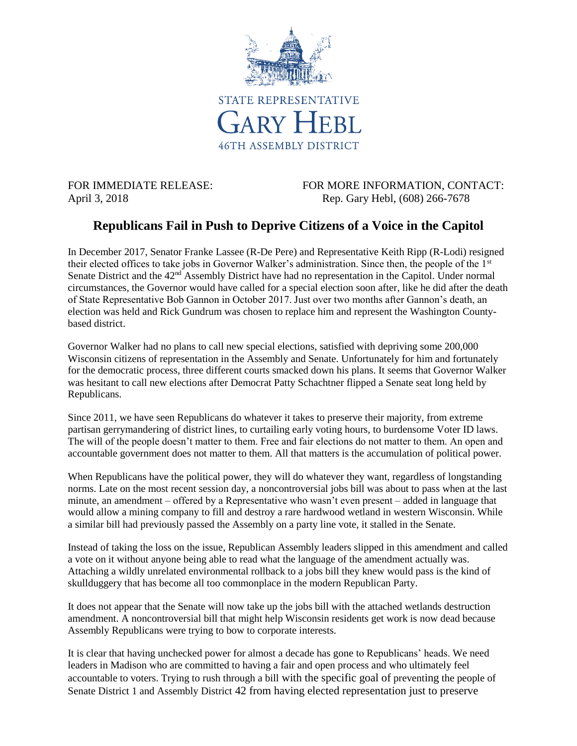STATE REPRESENTATIVE

GARY HEBL

46TH ASSEMBLY DISTRICT

FOR IMMEDIATE RELEASE:
April 3, 2018

FOR MORE INFORMATION, CONTACT:
Rep. Gary Hebl, (608) 266-7678

## Republicans Fail in Push to Deprive Citizens of a Voice in the Capitol

In December 2017, Senator Franke Lassee (R-De Pere) and Representative Keith Ripp (R-Lodi) resigned their elected offices to take jobs in Governor Walker's administration. Since then, the people of the 1st Senate District and the 42nd Assembly District have had no representation in the Capitol. Under normal circumstances, the Governor would have called for a special election soon after, like he did after the death of State Representative Bob Gannon in October 2017. Just over two months after Gannon's death, an election was held and Rick Gundrum was chosen to replace him and represent the Washington County-based district.

Governor Walker had no plans to call new special elections, satisfied with depriving some 200,000 Wisconsin citizens of representation in the Assembly and Senate. Unfortunately for him and fortunately for the democratic process, three different courts smacked down his plans. It seems that Governor Walker was hesitant to call new elections after Democrat Patty Schachtner flipped a Senate seat long held by Republicans.

Since 2011, we have seen Republicans do whatever it takes to preserve their majority, from extreme partisan gerrymandering of district lines, to curtailing early voting hours, to burdensome Voter ID laws. The will of the people doesn't matter to them. Free and fair elections do not matter to them. An open and accountable government does not matter to them. All that matters is the accumulation of political power.

When Republicans have the political power, they will do whatever they want, regardless of longstanding norms. Late on the most recent session day, a noncontroversial jobs bill was about to pass when at the last minute, an amendment – offered by a Representative who wasn't even present – added in language that would allow a mining company to fill and destroy a rare hardwood wetland in western Wisconsin. While a similar bill had previously passed the Assembly on a party line vote, it stalled in the Senate.

Instead of taking the loss on the issue, Republican Assembly leaders slipped in this amendment and called a vote on it without anyone being able to read what the language of the amendment actually was. Attaching a wildly unrelated environmental rollback to a jobs bill they knew would pass is the kind of skullduggery that has become all too commonplace in the modern Republican Party.

It does not appear that the Senate will now take up the jobs bill with the attached wetlands destruction amendment. A noncontroversial bill that might help Wisconsin residents get work is now dead because Assembly Republicans were trying to bow to corporate interests.

It is clear that having unchecked power for almost a decade has gone to Republicans' heads. We need leaders in Madison who are committed to having a fair and open process and who ultimately feel accountable to voters. Trying to rush through a bill with the specific goal of preventing the people of Senate District 1 and Assembly District 42 from having elected representation just to preserve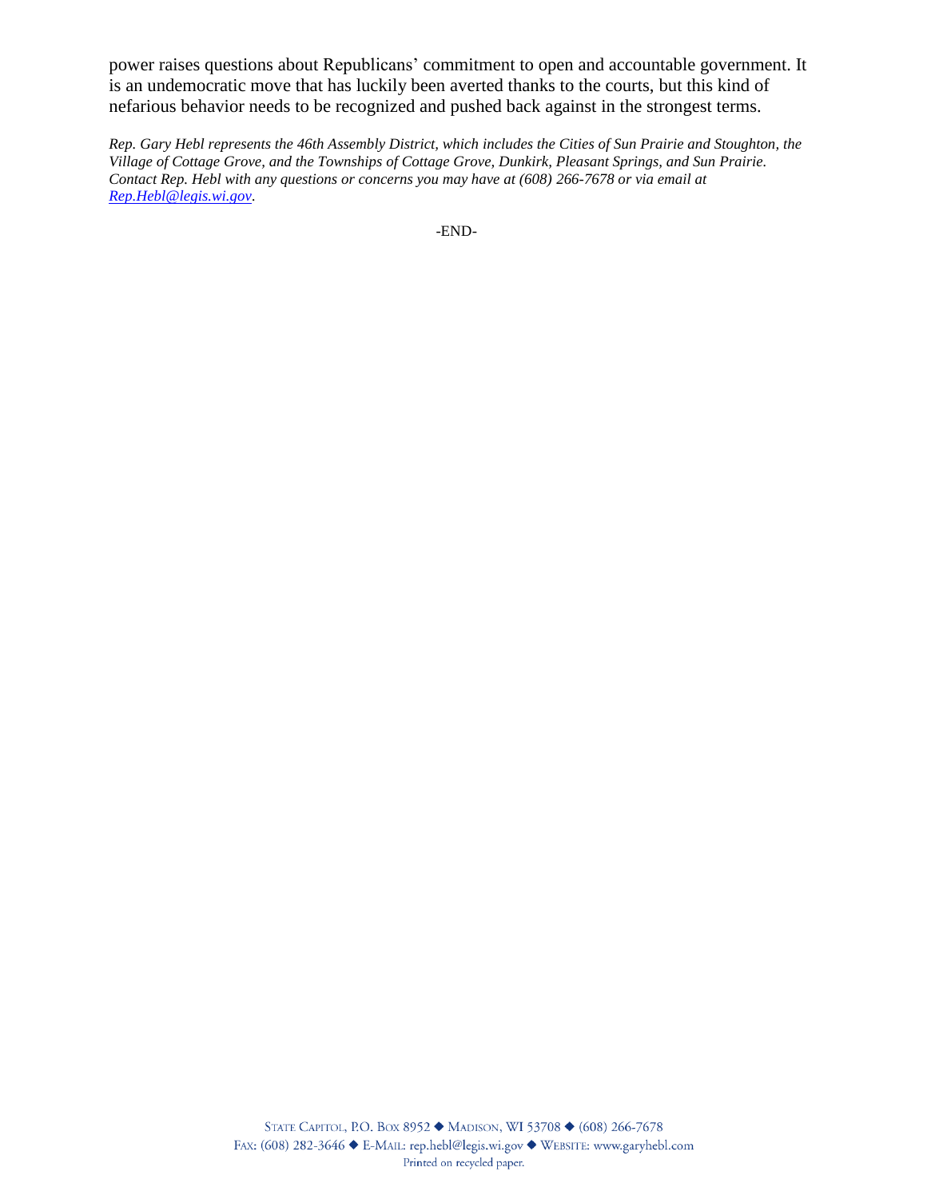power raises questions about Republicans' commitment to open and accountable government. It is an undemocratic move that has luckily been averted thanks to the courts, but this kind of nefarious behavior needs to be recognized and pushed back against in the strongest terms.

*Rep. Gary Hebl represents the 46th Assembly District, which includes the Cities of Sun Prairie and Stoughton, the Village of Cottage Grove, and the Townships of Cottage Grove, Dunkirk, Pleasant Springs, and Sun Prairie. Contact Rep. Hebl with any questions or concerns you may have at (608) 266-7678 or via email at [Rep.Hebl@legis.wi.gov](mailto:Rep.Hebl@legis.wi.gov).*

-END-

STATE CAPITOL, P.O. BOX 8952 ◆ MADISON, WI 53708 ◆ (608) 266-7678
FAX: (608) 282-3646 ◆ E-MAIL: rep.hebl@legis.wi.gov ◆ WEBSITE: www.garyhebl.com
Printed on recycled paper.